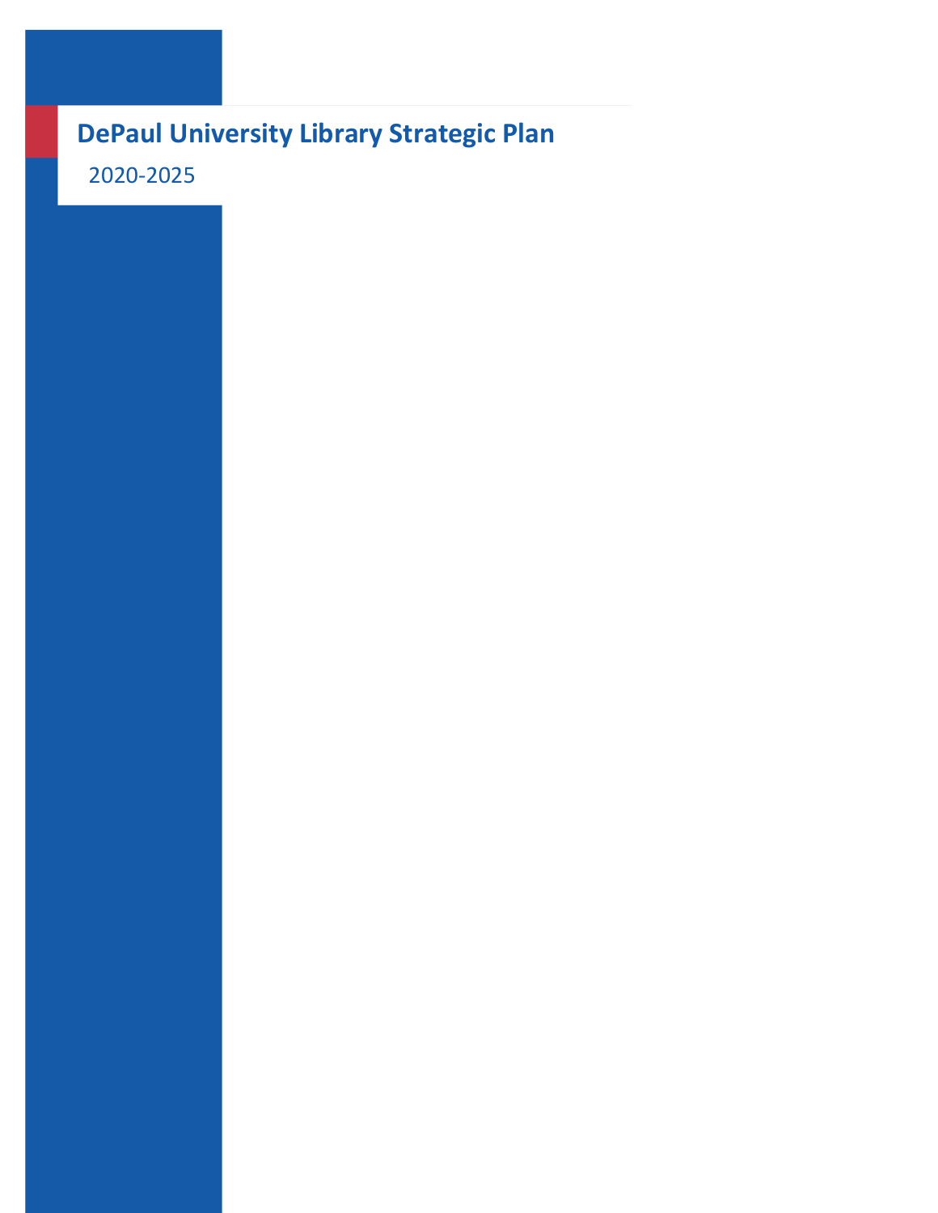# DePaul University Library Strategic Plan

2020-2025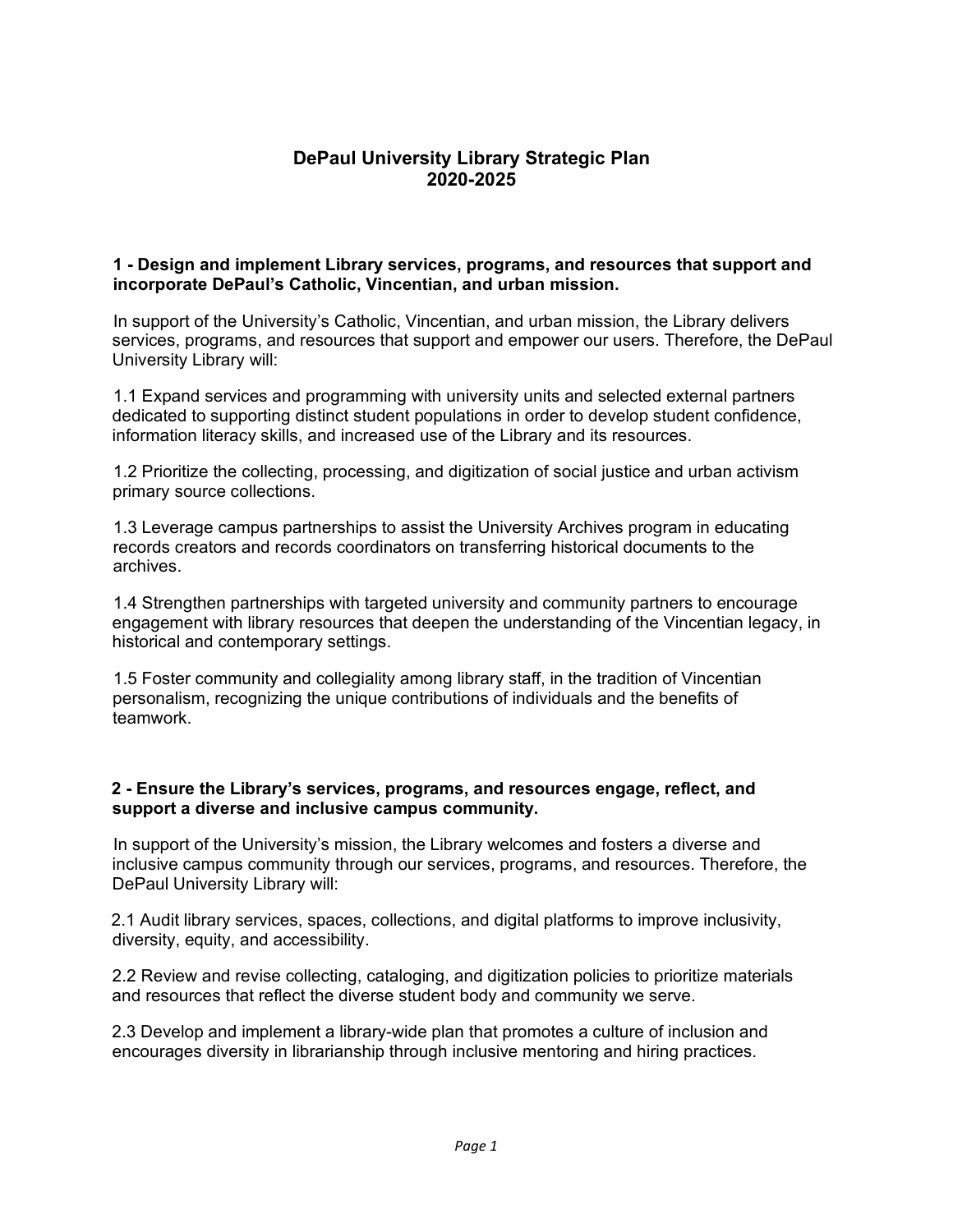# DePaul University Library Strategic Plan
# 2020-2025

### 1 - Design and implement Library services, programs, and resources that support and incorporate DePaul's Catholic, Vincentian, and urban mission.

In support of the University's Catholic, Vincentian, and urban mission, the Library delivers services, programs, and resources that support and empower our users. Therefore, the DePaul University Library will:

1.1 Expand services and programming with university units and selected external partners dedicated to supporting distinct student populations in order to develop student confidence, information literacy skills, and increased use of the Library and its resources.

1.2 Prioritize the collecting, processing, and digitization of social justice and urban activism primary source collections.

1.3 Leverage campus partnerships to assist the University Archives program in educating records creators and records coordinators on transferring historical documents to the archives.

1.4 Strengthen partnerships with targeted university and community partners to encourage engagement with library resources that deepen the understanding of the Vincentian legacy, in historical and contemporary settings.

1.5 Foster community and collegiality among library staff, in the tradition of Vincentian personalism, recognizing the unique contributions of individuals and the benefits of teamwork.

### 2 - Ensure the Library's services, programs, and resources engage, reflect, and support a diverse and inclusive campus community.

In support of the University's mission, the Library welcomes and fosters a diverse and inclusive campus community through our services, programs, and resources. Therefore, the DePaul University Library will:

2.1 Audit library services, spaces, collections, and digital platforms to improve inclusivity, diversity, equity, and accessibility.

2.2 Review and revise collecting, cataloging, and digitization policies to prioritize materials and resources that reflect the diverse student body and community we serve.

2.3 Develop and implement a library-wide plan that promotes a culture of inclusion and encourages diversity in librarianship through inclusive mentoring and hiring practices.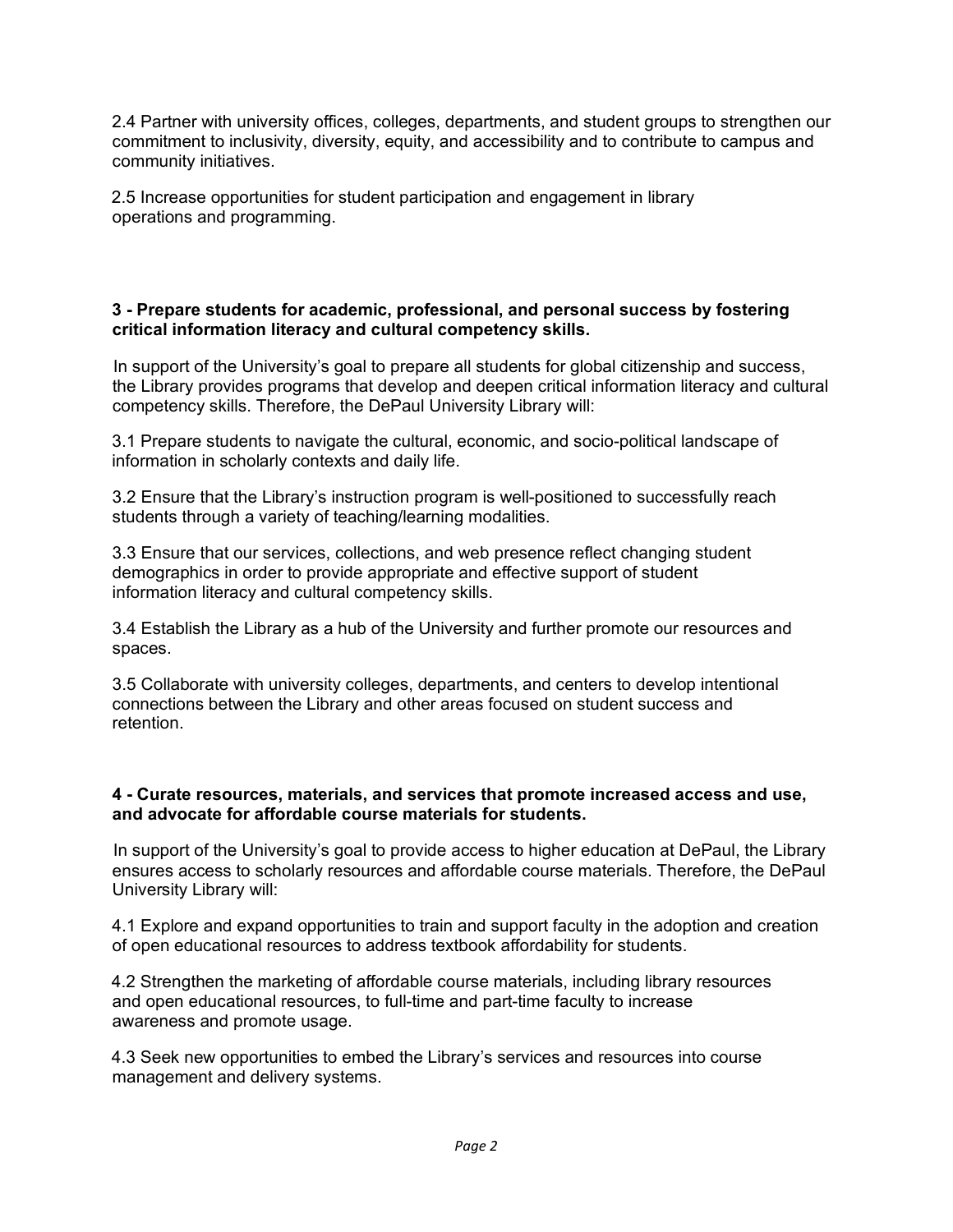2.4 Partner with university offices, colleges, departments, and student groups to strengthen our commitment to inclusivity, diversity, equity, and accessibility and to contribute to campus and community initiatives.

2.5 Increase opportunities for student participation and engagement in library operations and programming.

**3 - Prepare students for academic, professional, and personal success by fostering critical information literacy and cultural competency skills.**

In support of the University's goal to prepare all students for global citizenship and success, the Library provides programs that develop and deepen critical information literacy and cultural competency skills. Therefore, the DePaul University Library will:

3.1 Prepare students to navigate the cultural, economic, and socio-political landscape of information in scholarly contexts and daily life.

3.2 Ensure that the Library's instruction program is well-positioned to successfully reach students through a variety of teaching/learning modalities.

3.3 Ensure that our services, collections, and web presence reflect changing student demographics in order to provide appropriate and effective support of student information literacy and cultural competency skills.

3.4 Establish the Library as a hub of the University and further promote our resources and spaces.

3.5 Collaborate with university colleges, departments, and centers to develop intentional connections between the Library and other areas focused on student success and retention.

**4 - Curate resources, materials, and services that promote increased access and use, and advocate for affordable course materials for students.**

In support of the University's goal to provide access to higher education at DePaul, the Library ensures access to scholarly resources and affordable course materials. Therefore, the DePaul University Library will:

4.1 Explore and expand opportunities to train and support faculty in the adoption and creation of open educational resources to address textbook affordability for students.

4.2 Strengthen the marketing of affordable course materials, including library resources and open educational resources, to full-time and part-time faculty to increase awareness and promote usage.

4.3 Seek new opportunities to embed the Library's services and resources into course management and delivery systems.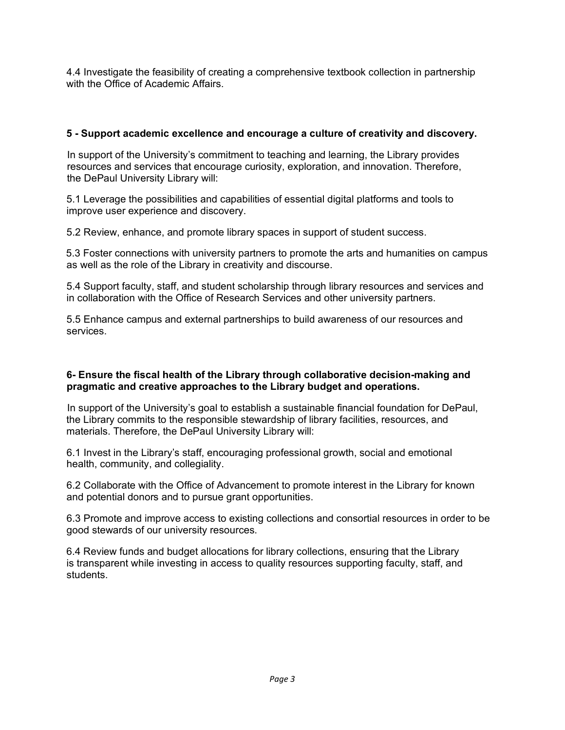4.4 Investigate the feasibility of creating a comprehensive textbook collection in partnership with the Office of Academic Affairs.

**5 - Support academic excellence and encourage a culture of creativity and discovery.**

In support of the University's commitment to teaching and learning, the Library provides resources and services that encourage curiosity, exploration, and innovation. Therefore, the DePaul University Library will:

5.1 Leverage the possibilities and capabilities of essential digital platforms and tools to improve user experience and discovery.

5.2 Review, enhance, and promote library spaces in support of student success.

5.3 Foster connections with university partners to promote the arts and humanities on campus as well as the role of the Library in creativity and discourse.

5.4 Support faculty, staff, and student scholarship through library resources and services and in collaboration with the Office of Research Services and other university partners.

5.5 Enhance campus and external partnerships to build awareness of our resources and services.

**6- Ensure the fiscal health of the Library through collaborative decision-making and pragmatic and creative approaches to the Library budget and operations.**

In support of the University's goal to establish a sustainable financial foundation for DePaul, the Library commits to the responsible stewardship of library facilities, resources, and materials. Therefore, the DePaul University Library will:

6.1 Invest in the Library's staff, encouraging professional growth, social and emotional health, community, and collegiality.

6.2 Collaborate with the Office of Advancement to promote interest in the Library for known and potential donors and to pursue grant opportunities.

6.3 Promote and improve access to existing collections and consortial resources in order to be good stewards of our university resources.

6.4 Review funds and budget allocations for library collections, ensuring that the Library is transparent while investing in access to quality resources supporting faculty, staff, and students.